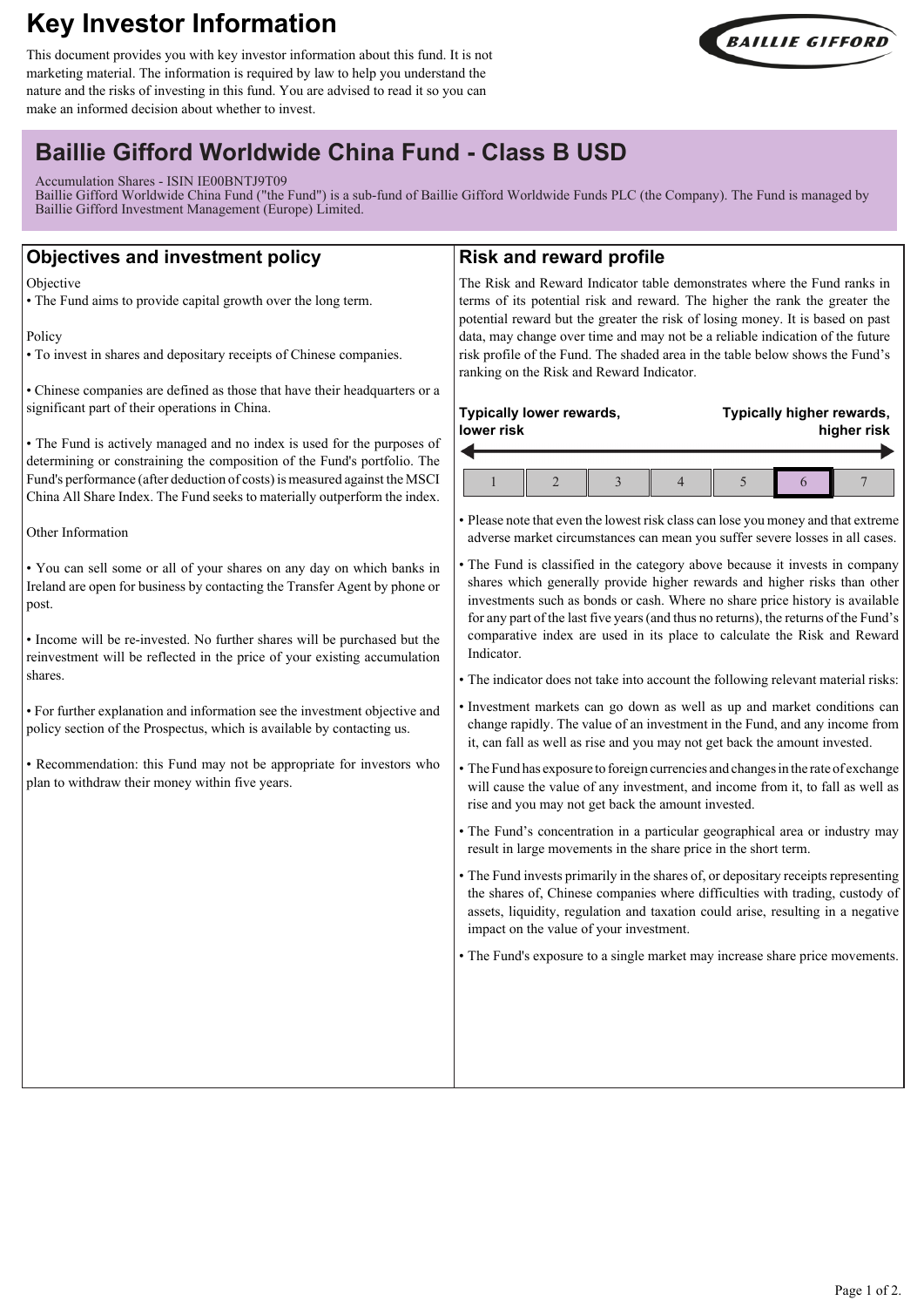# Key Investor Information

This document provides you with key investor information about this fund. It is not marketing material. The information is required by law to help you understand the nature and the risks of investing in this fund. You are advised to read it so you can make an informed decision about whether to invest.

## Baillie Gifford Worldwide China Fund - Class B USD

Accumulation Shares - ISIN IE00BNTJ9T09
Baillie Gifford Worldwide China Fund ("the Fund") is a sub-fund of Baillie Gifford Worldwide Funds PLC (the Company). The Fund is managed by Baillie Gifford Investment Management (Europe) Limited.

## Objectives and investment policy

Objective
- The Fund aims to provide capital growth over the long term.

Policy
- To invest in shares and depositary receipts of Chinese companies.

- Chinese companies are defined as those that have their headquarters or a significant part of their operations in China.

- The Fund is actively managed and no index is used for the purposes of determining or constraining the composition of the Fund's portfolio. The Fund's performance (after deduction of costs) is measured against the MSCI China All Share Index. The Fund seeks to materially outperform the index.

Other Information

- You can sell some or all of your shares on any day on which banks in Ireland are open for business by contacting the Transfer Agent by phone or post.

- Income will be re-invested. No further shares will be purchased but the reinvestment will be reflected in the price of your existing accumulation shares.

- For further explanation and information see the investment objective and policy section of the Prospectus, which is available by contacting us.

- Recommendation: this Fund may not be appropriate for investors who plan to withdraw their money within five years.

## Risk and reward profile

The Risk and Reward Indicator table demonstrates where the Fund ranks in terms of its potential risk and reward. The higher the rank the greater the potential reward but the greater the risk of losing money. It is based on past data, may change over time and may not be a reliable indication of the future risk profile of the Fund. The shaded area in the table below shows the Fund's ranking on the Risk and Reward Indicator.

**Typically lower rewards, lower risk** — **Typically higher rewards, higher risk**

| 1 | 2 | 3 | 4 | 5 | **6** | 7 |
|---|---|---|---|---|---|---|

- Please note that even the lowest risk class can lose you money and that extreme adverse market circumstances can mean you suffer severe losses in all cases.
- The Fund is classified in the category above because it invests in company shares which generally provide higher rewards and higher risks than other investments such as bonds or cash. Where no share price history is available for any part of the last five years (and thus no returns), the returns of the Fund's comparative index are used in its place to calculate the Risk and Reward Indicator.
- The indicator does not take into account the following relevant material risks:
- Investment markets can go down as well as up and market conditions can change rapidly. The value of an investment in the Fund, and any income from it, can fall as well as rise and you may not get back the amount invested.
- The Fund has exposure to foreign currencies and changes in the rate of exchange will cause the value of any investment, and income from it, to fall as well as rise and you may not get back the amount invested.
- The Fund's concentration in a particular geographical area or industry may result in large movements in the share price in the short term.
- The Fund invests primarily in the shares of, or depositary receipts representing the shares of, Chinese companies where difficulties with trading, custody of assets, liquidity, regulation and taxation could arise, resulting in a negative impact on the value of your investment.
- The Fund's exposure to a single market may increase share price movements.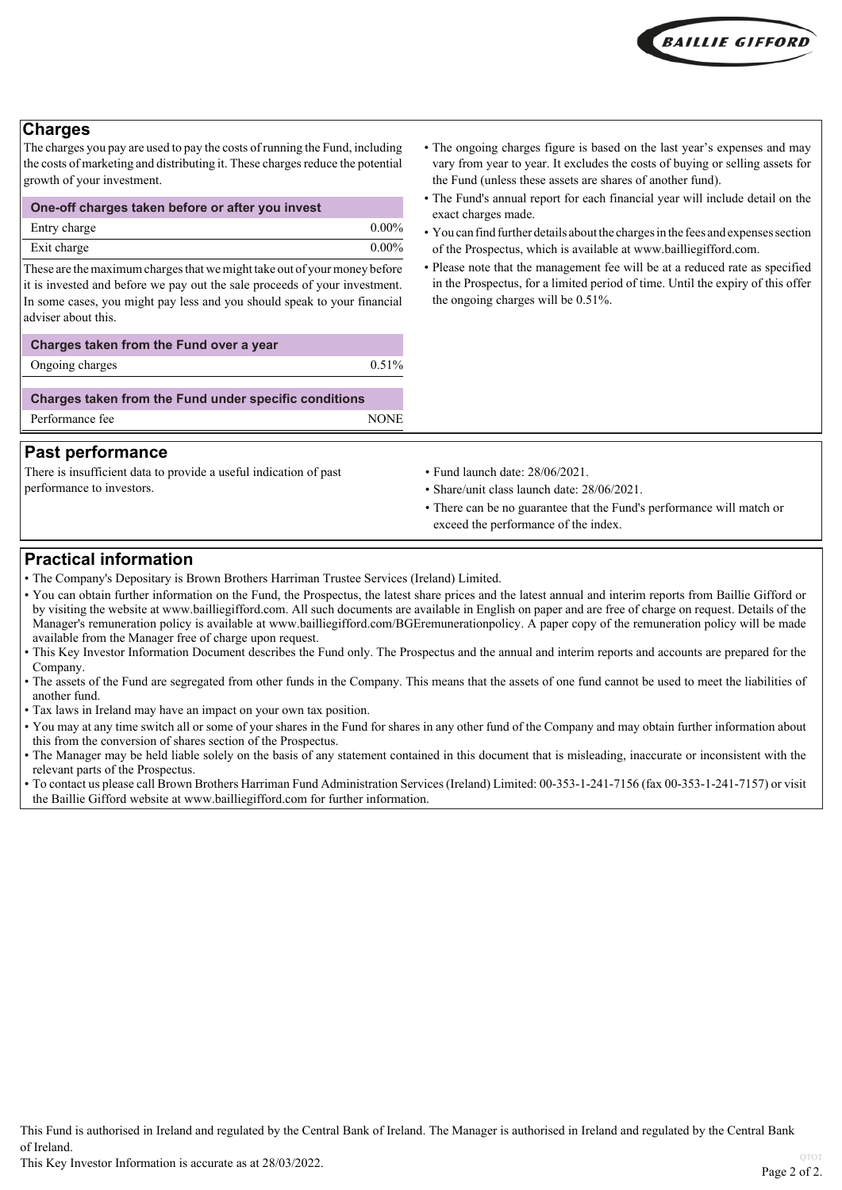## Charges

The charges you pay are used to pay the costs of running the Fund, including the costs of marketing and distributing it. These charges reduce the potential growth of your investment.

| One-off charges taken before or after you invest | |
|---|---|
| Entry charge | 0.00% |
| Exit charge | 0.00% |

These are the maximum charges that we might take out of your money before it is invested and before we pay out the sale proceeds of your investment. In some cases, you might pay less and you should speak to your financial adviser about this.

| Charges taken from the Fund over a year | |
|---|---|
| Ongoing charges | 0.51% |

| Charges taken from the Fund under specific conditions | |
|---|---|
| Performance fee | NONE |

- The ongoing charges figure is based on the last year's expenses and may vary from year to year. It excludes the costs of buying or selling assets for the Fund (unless these assets are shares of another fund).
- The Fund's annual report for each financial year will include detail on the exact charges made.
- You can find further details about the charges in the fees and expenses section of the Prospectus, which is available at www.bailliegifford.com.
- Please note that the management fee will be at a reduced rate as specified in the Prospectus, for a limited period of time. Until the expiry of this offer the ongoing charges will be 0.51%.

## Past performance

There is insufficient data to provide a useful indication of past performance to investors.

- Fund launch date: 28/06/2021.
- Share/unit class launch date: 28/06/2021.
- There can be no guarantee that the Fund's performance will match or exceed the performance of the index.

## Practical information

- The Company's Depositary is Brown Brothers Harriman Trustee Services (Ireland) Limited.
- You can obtain further information on the Fund, the Prospectus, the latest share prices and the latest annual and interim reports from Baillie Gifford or by visiting the website at www.bailliegifford.com. All such documents are available in English on paper and are free of charge on request. Details of the Manager's remuneration policy is available at www.bailliegifford.com/BGEremunerationpolicy. A paper copy of the remuneration policy will be made available from the Manager free of charge upon request.
- This Key Investor Information Document describes the Fund only. The Prospectus and the annual and interim reports and accounts are prepared for the Company.
- The assets of the Fund are segregated from other funds in the Company. This means that the assets of one fund cannot be used to meet the liabilities of another fund.
- Tax laws in Ireland may have an impact on your own tax position.
- You may at any time switch all or some of your shares in the Fund for shares in any other fund of the Company and may obtain further information about this from the conversion of shares section of the Prospectus.
- The Manager may be held liable solely on the basis of any statement contained in this document that is misleading, inaccurate or inconsistent with the relevant parts of the Prospectus.
- To contact us please call Brown Brothers Harriman Fund Administration Services (Ireland) Limited: 00-353-1-241-7156 (fax 00-353-1-241-7157) or visit the Baillie Gifford website at www.bailliegifford.com for further information.

This Fund is authorised in Ireland and regulated by the Central Bank of Ireland. The Manager is authorised in Ireland and regulated by the Central Bank of Ireland.

This Key Investor Information is accurate as at 28/03/2022.